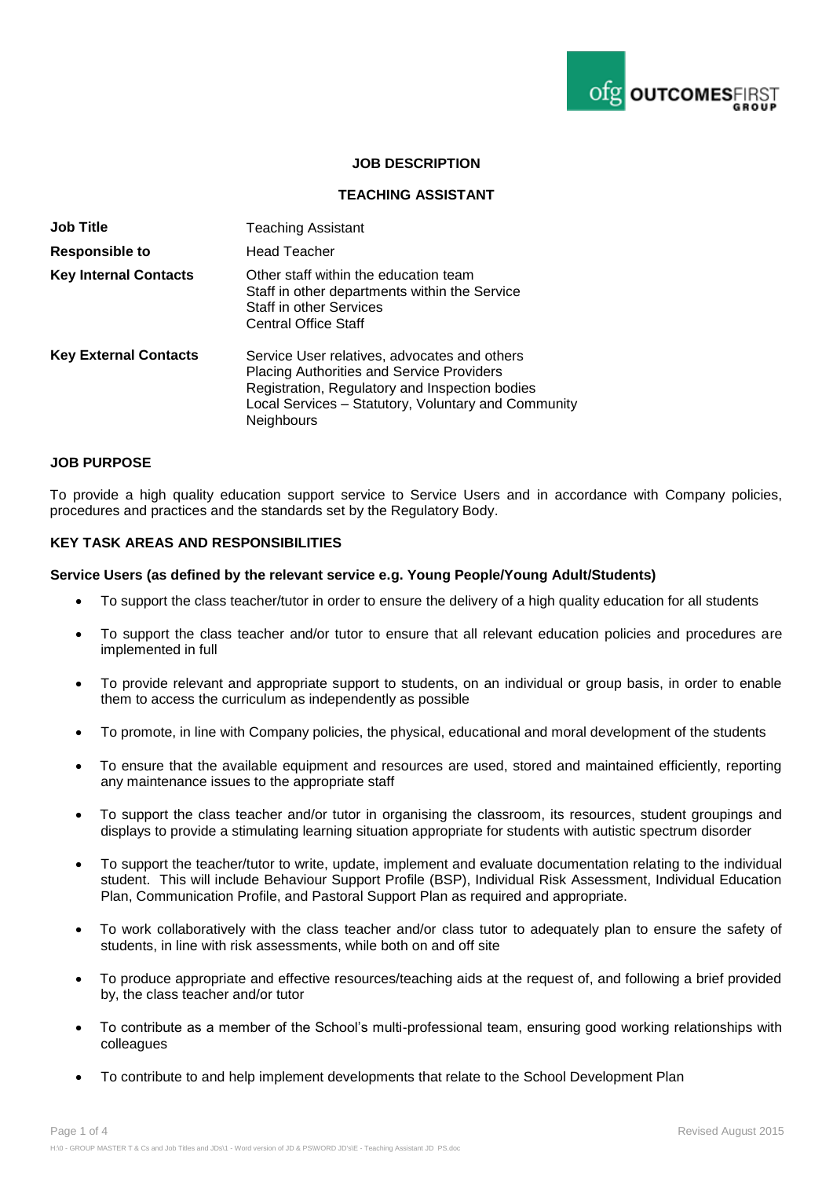# JOB DESCRIPTION

## TEACHING ASSISTANT

| | |
|---|---|
| **Job Title** | Teaching Assistant |
| **Responsible to** | Head Teacher |
| **Key Internal Contacts** | Other staff within the education team<br>Staff in other departments within the Service<br>Staff in other Services<br>Central Office Staff |
| **Key External Contacts** | Service User relatives, advocates and others<br>Placing Authorities and Service Providers<br>Registration, Regulatory and Inspection bodies<br>Local Services – Statutory, Voluntary and Community<br>Neighbours |

### JOB PURPOSE

To provide a high quality education support service to Service Users and in accordance with Company policies, procedures and practices and the standards set by the Regulatory Body.

### KEY TASK AREAS AND RESPONSIBILITIES

**Service Users (as defined by the relevant service e.g. Young People/Young Adult/Students)**

- To support the class teacher/tutor in order to ensure the delivery of a high quality education for all students
- To support the class teacher and/or tutor to ensure that all relevant education policies and procedures are implemented in full
- To provide relevant and appropriate support to students, on an individual or group basis, in order to enable them to access the curriculum as independently as possible
- To promote, in line with Company policies, the physical, educational and moral development of the students
- To ensure that the available equipment and resources are used, stored and maintained efficiently, reporting any maintenance issues to the appropriate staff
- To support the class teacher and/or tutor in organising the classroom, its resources, student groupings and displays to provide a stimulating learning situation appropriate for students with autistic spectrum disorder
- To support the teacher/tutor to write, update, implement and evaluate documentation relating to the individual student. This will include Behaviour Support Profile (BSP), Individual Risk Assessment, Individual Education Plan, Communication Profile, and Pastoral Support Plan as required and appropriate.
- To work collaboratively with the class teacher and/or class tutor to adequately plan to ensure the safety of students, in line with risk assessments, while both on and off site
- To produce appropriate and effective resources/teaching aids at the request of, and following a brief provided by, the class teacher and/or tutor
- To contribute as a member of the School's multi-professional team, ensuring good working relationships with colleagues
- To contribute to and help implement developments that relate to the School Development Plan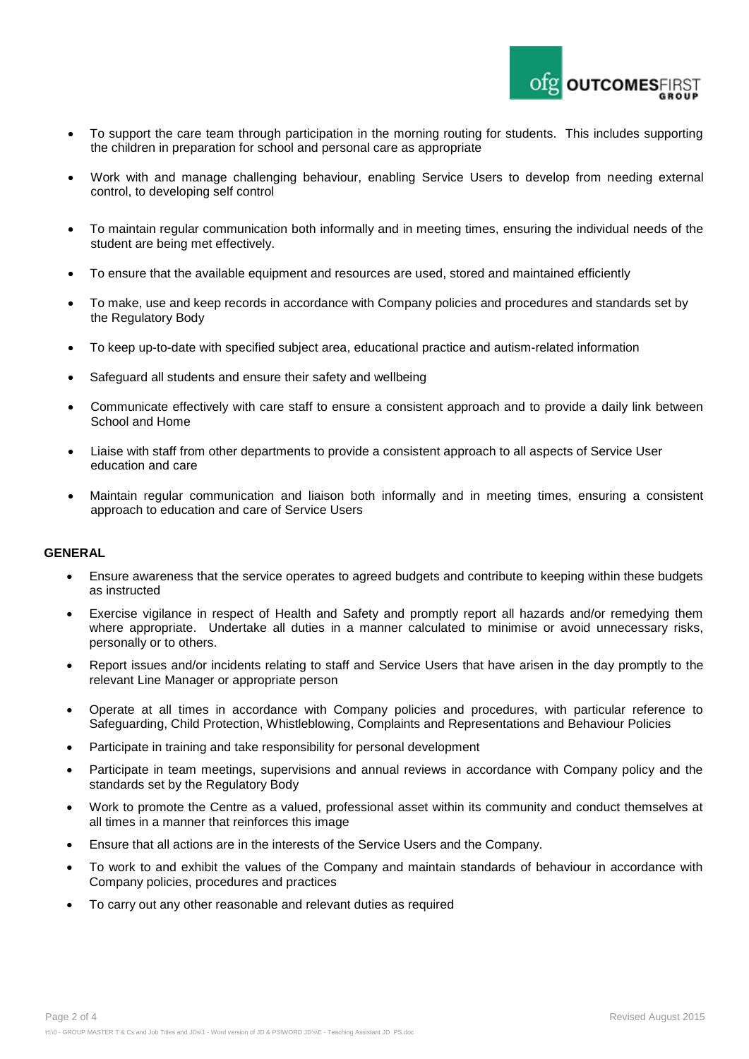- To support the care team through participation in the morning routing for students. This includes supporting the children in preparation for school and personal care as appropriate
- Work with and manage challenging behaviour, enabling Service Users to develop from needing external control, to developing self control
- To maintain regular communication both informally and in meeting times, ensuring the individual needs of the student are being met effectively.
- To ensure that the available equipment and resources are used, stored and maintained efficiently
- To make, use and keep records in accordance with Company policies and procedures and standards set by the Regulatory Body
- To keep up-to-date with specified subject area, educational practice and autism-related information
- Safeguard all students and ensure their safety and wellbeing
- Communicate effectively with care staff to ensure a consistent approach and to provide a daily link between School and Home
- Liaise with staff from other departments to provide a consistent approach to all aspects of Service User education and care
- Maintain regular communication and liaison both informally and in meeting times, ensuring a consistent approach to education and care of Service Users

**GENERAL**

- Ensure awareness that the service operates to agreed budgets and contribute to keeping within these budgets as instructed
- Exercise vigilance in respect of Health and Safety and promptly report all hazards and/or remedying them where appropriate. Undertake all duties in a manner calculated to minimise or avoid unnecessary risks, personally or to others.
- Report issues and/or incidents relating to staff and Service Users that have arisen in the day promptly to the relevant Line Manager or appropriate person
- Operate at all times in accordance with Company policies and procedures, with particular reference to Safeguarding, Child Protection, Whistleblowing, Complaints and Representations and Behaviour Policies
- Participate in training and take responsibility for personal development
- Participate in team meetings, supervisions and annual reviews in accordance with Company policy and the standards set by the Regulatory Body
- Work to promote the Centre as a valued, professional asset within its community and conduct themselves at all times in a manner that reinforces this image
- Ensure that all actions are in the interests of the Service Users and the Company.
- To work to and exhibit the values of the Company and maintain standards of behaviour in accordance with Company policies, procedures and practices
- To carry out any other reasonable and relevant duties as required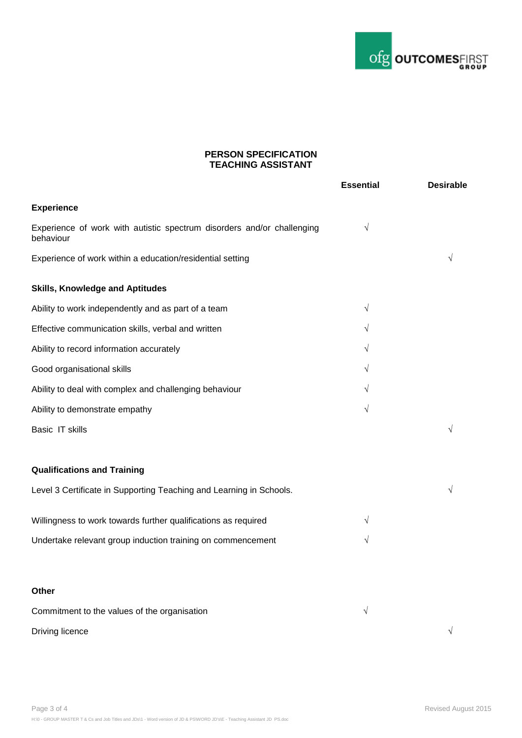# PERSON SPECIFICATION
# TEACHING ASSISTANT

| | Essential | Desirable |
|---|---|---|
| **Experience** | | |
| Experience of work with autistic spectrum disorders and/or challenging behaviour | √ | |
| Experience of work within a education/residential setting | | √ |
| **Skills, Knowledge and Aptitudes** | | |
| Ability to work independently and as part of a team | √ | |
| Effective communication skills, verbal and written | √ | |
| Ability to record information accurately | √ | |
| Good organisational skills | √ | |
| Ability to deal with complex and challenging behaviour | √ | |
| Ability to demonstrate empathy | √ | |
| Basic IT skills | | √ |
| **Qualifications and Training** | | |
| Level 3 Certificate in Supporting Teaching and Learning in Schools. | | √ |
| Willingness to work towards further qualifications as required | √ | |
| Undertake relevant group induction training on commencement | √ | |
| **Other** | | |
| Commitment to the values of the organisation | √ | |
| Driving licence | | √ |

Revised August 2015